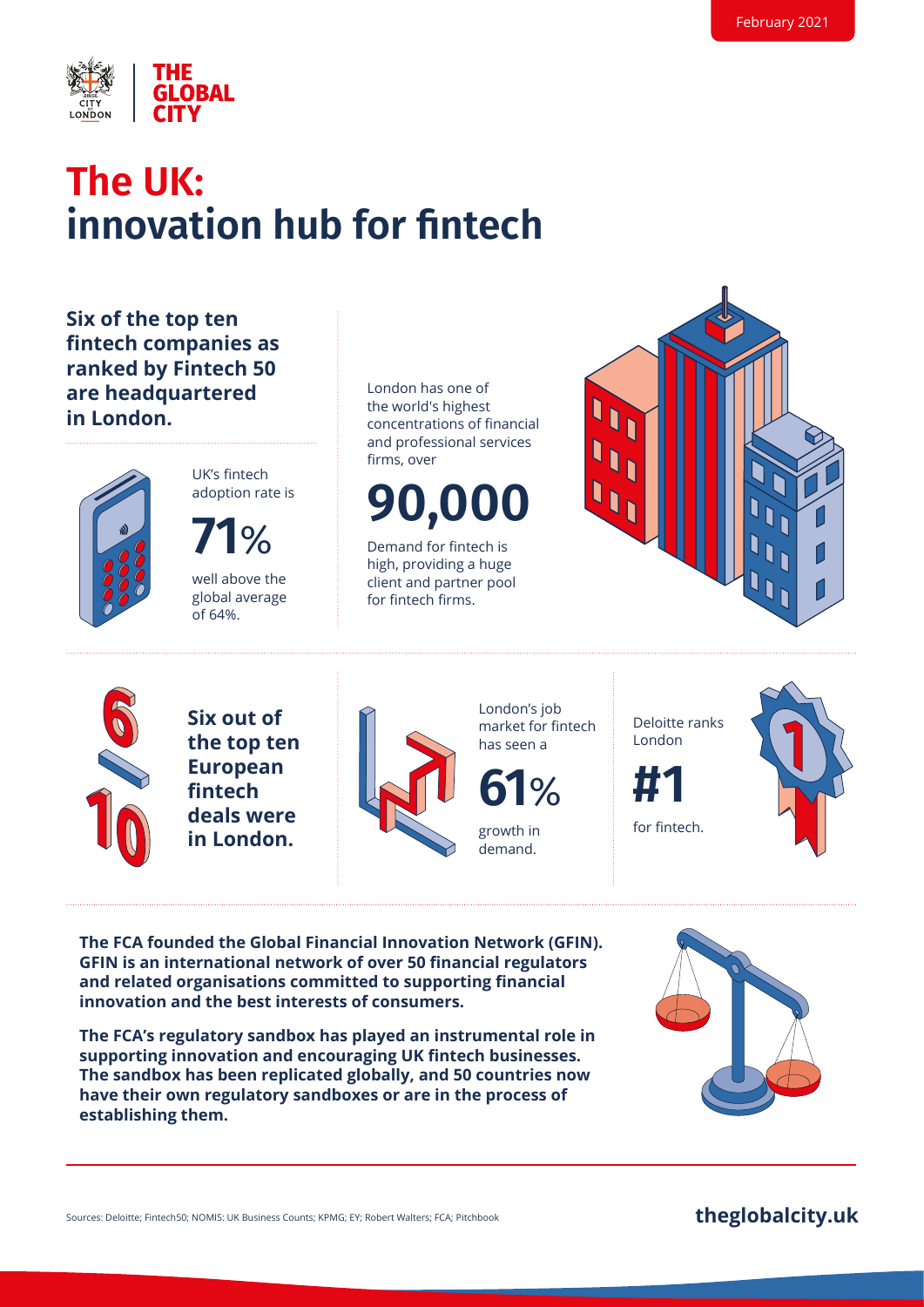February 2021

THE GLOBAL CITY

# The UK: innovation hub for fintech

**Six of the top ten fintech companies as ranked by Fintech 50 are headquartered in London.**

UK's fintech adoption rate is

**71%**

well above the global average of 64%.

London has one of the world's highest concentrations of financial and professional services firms, over

**90,000**

Demand for fintech is high, providing a huge client and partner pool for fintech firms.

**Six out of the top ten European fintech deals were in London.**

London's job market for fintech has seen a

**61%**

growth in demand.

Deloitte ranks London

**#1**

for fintech.

**The FCA founded the Global Financial Innovation Network (GFIN). GFIN is an international network of over 50 financial regulators and related organisations committed to supporting financial innovation and the best interests of consumers.**

**The FCA's regulatory sandbox has played an instrumental role in supporting innovation and encouraging UK fintech businesses. The sandbox has been replicated globally, and 50 countries now have their own regulatory sandboxes or are in the process of establishing them.**

Sources: Deloitte; Fintech50; NOMIS: UK Business Counts; KPMG; EY; Robert Walters; FCA; Pitchbook

**theglobalcity.uk**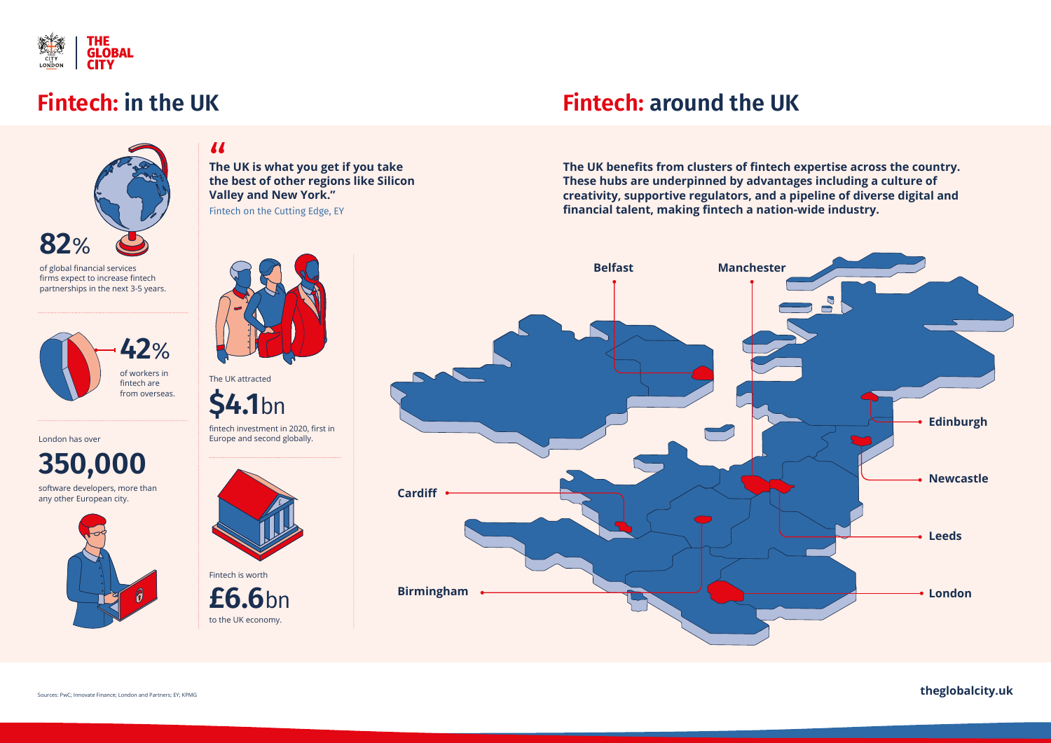# Fintech: in the UK

**82%**

of global financial services firms expect to increase fintech partnerships in the next 3-5 years.

**42%**

of workers in fintech are from overseas.

London has over

**350,000**

software developers, more than any other European city.

> **"The UK is what you get if you take the best of other regions like Silicon Valley and New York."**
>
> Fintech on the Cutting Edge, EY

The UK attracted

**$4.1bn**

fintech investment in 2020, first in Europe and second globally.

Fintech is worth

**£6.6bn**

to the UK economy.

# Fintech: around the UK

**The UK benefits from clusters of fintech expertise across the country. These hubs are underpinned by advantages including a culture of creativity, supportive regulators, and a pipeline of diverse digital and financial talent, making fintech a nation-wide industry.**

- Belfast
- Manchester
- Edinburgh
- Newcastle
- Cardiff
- Leeds
- Birmingham
- London

Sources: PwC; Innovate Finance; London and Partners; EY; KPMG

theglobalcity.uk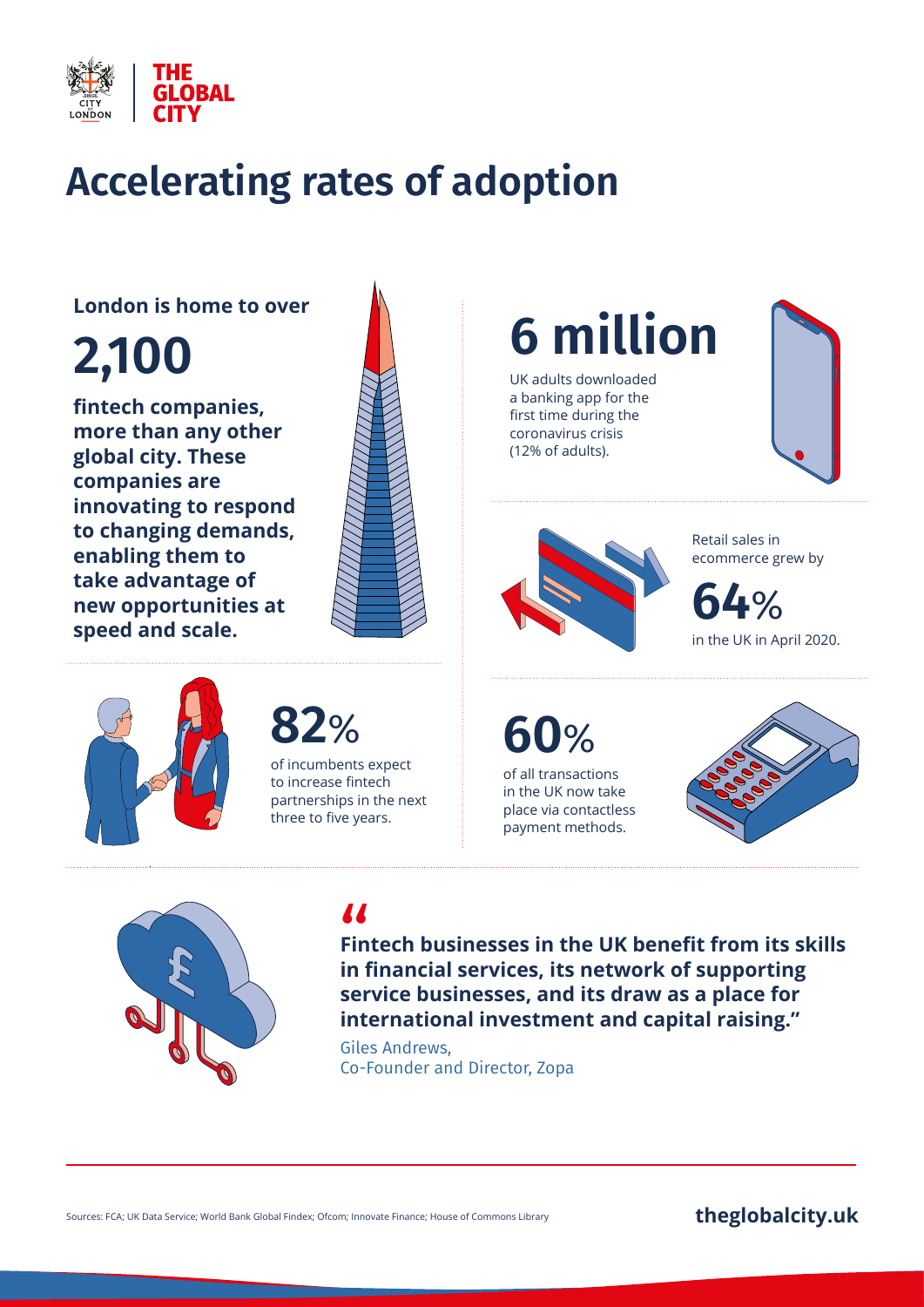# Accelerating rates of adoption

**London is home to over**

**2,100**

**fintech companies, more than any other global city. These companies are innovating to respond to changing demands, enabling them to take advantage of new opportunities at speed and scale.**

**6 million**

UK adults downloaded a banking app for the first time during the coronavirus crisis (12% of adults).

Retail sales in ecommerce grew by

**64%**

in the UK in April 2020.

**82%**

of incumbents expect to increase fintech partnerships in the next three to five years.

**60%**

of all transactions in the UK now take place via contactless payment methods.

**"Fintech businesses in the UK benefit from its skills in financial services, its network of supporting service businesses, and its draw as a place for international investment and capital raising."**

Giles Andrews,
Co-Founder and Director, Zopa

Sources: FCA; UK Data Service; World Bank Global Findex; Ofcom; Innovate Finance; House of Commons Library

**theglobalcity.uk**